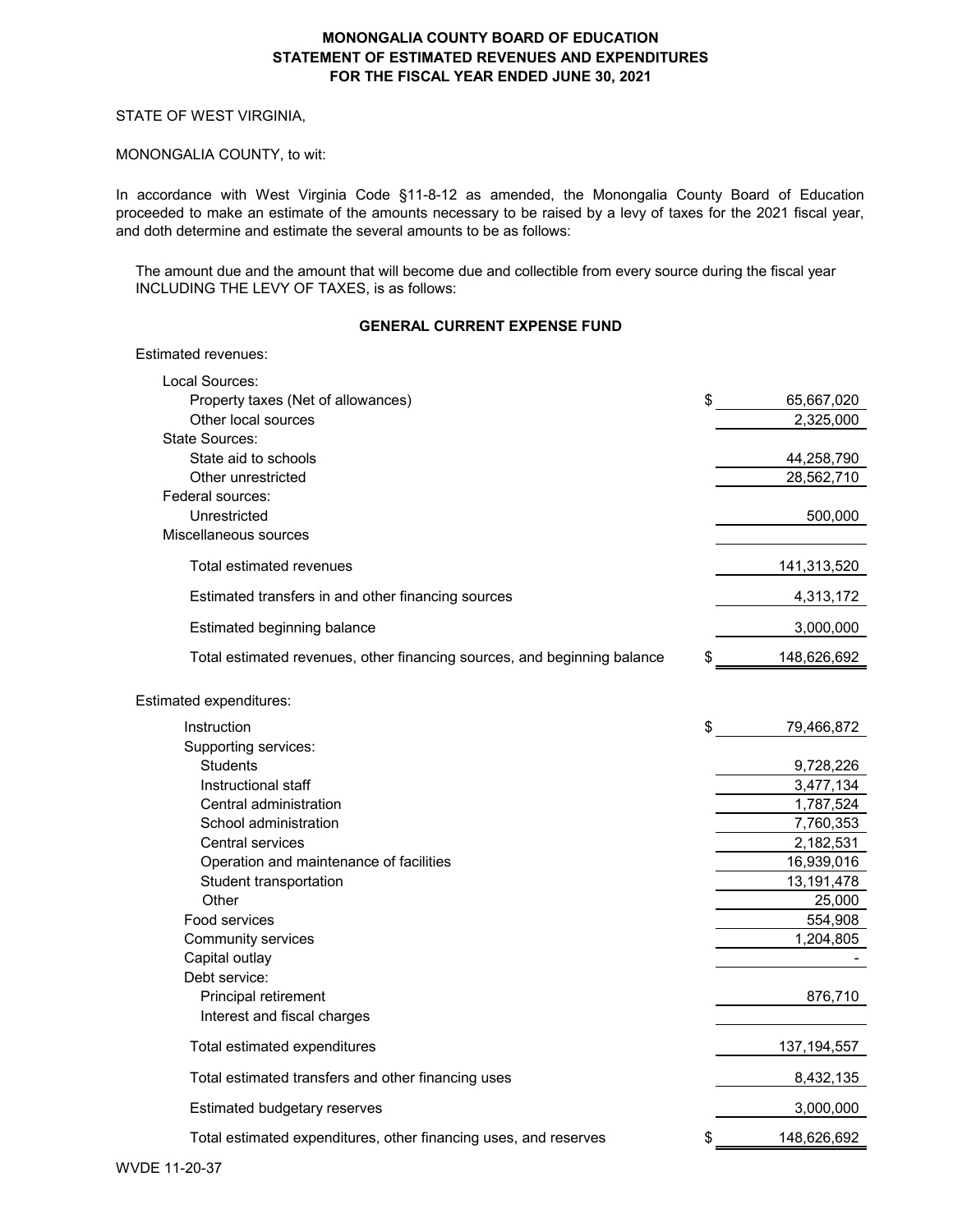# MONONGALIA COUNTY BOARD OF EDUCATION
## STATEMENT OF ESTIMATED REVENUES AND EXPENDITURES
## FOR THE FISCAL YEAR ENDED JUNE 30, 2021

STATE OF WEST VIRGINIA,

MONONGALIA COUNTY, to wit:

In accordance with West Virginia Code §11-8-12 as amended, the Monongalia County Board of Education proceeded to make an estimate of the amounts necessary to be raised by a levy of taxes for the 2021 fiscal year, and doth determine and estimate the several amounts to be as follows:

The amount due and the amount that will become due and collectible from every source during the fiscal year INCLUDING THE LEVY OF TAXES, is as follows:

### GENERAL CURRENT EXPENSE FUND

| | | |
|---|---|---|
| **Estimated revenues:** | | |
| Local Sources: | | |
| Property taxes (Net of allowances) | $ | 65,667,020 |
| Other local sources | | 2,325,000 |
| State Sources: | | |
| State aid to schools | | 44,258,790 |
| Other unrestricted | | 28,562,710 |
| Federal sources: | | |
| Unrestricted | | 500,000 |
| Miscellaneous sources | | |
| Total estimated revenues | | 141,313,520 |
| Estimated transfers in and other financing sources | | 4,313,172 |
| Estimated beginning balance | | 3,000,000 |
| Total estimated revenues, other financing sources, and beginning balance | $ | 148,626,692 |
| **Estimated expenditures:** | | |
| Instruction | $ | 79,466,872 |
| Supporting services: | | |
| Students | | 9,728,226 |
| Instructional staff | | 3,477,134 |
| Central administration | | 1,787,524 |
| School administration | | 7,760,353 |
| Central services | | 2,182,531 |
| Operation and maintenance of facilities | | 16,939,016 |
| Student transportation | | 13,191,478 |
| Other | | 25,000 |
| Food services | | 554,908 |
| Community services | | 1,204,805 |
| Capital outlay | | - |
| Debt service: | | |
| Principal retirement | | 876,710 |
| Interest and fiscal charges | | |
| Total estimated expenditures | | 137,194,557 |
| Total estimated transfers and other financing uses | | 8,432,135 |
| Estimated budgetary reserves | | 3,000,000 |
| Total estimated expenditures, other financing uses, and reserves | $ | 148,626,692 |

WVDE 11-20-37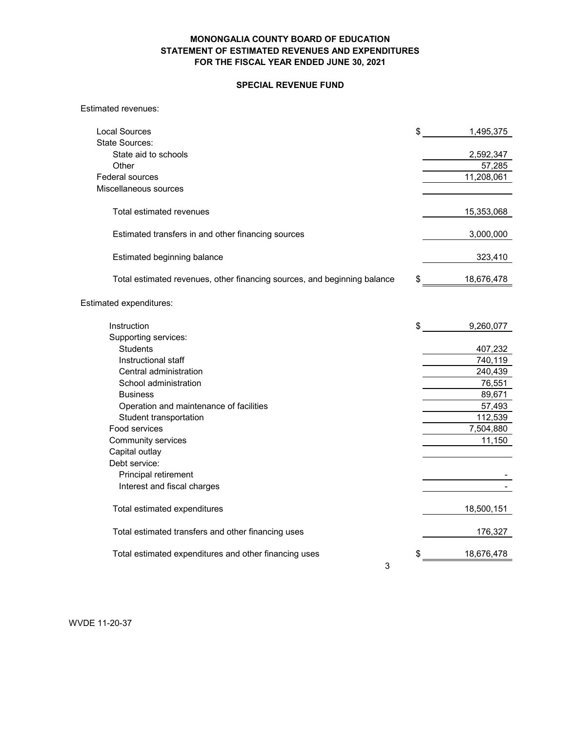**MONONGALIA COUNTY BOARD OF EDUCATION**
**STATEMENT OF ESTIMATED REVENUES AND EXPENDITURES**
**FOR THE FISCAL YEAR ENDED JUNE 30, 2021**

**SPECIAL REVENUE FUND**

| Estimated revenues: | | |
|---|---|---|
| Local Sources | $ | 1,495,375 |
| State Sources: | | |
| State aid to schools | | 2,592,347 |
| Other | | 57,285 |
| Federal sources | | 11,208,061 |
| Miscellaneous sources | | |
| Total estimated revenues | | 15,353,068 |
| Estimated transfers in and other financing sources | | 3,000,000 |
| Estimated beginning balance | | 323,410 |
| Total estimated revenues, other financing sources, and beginning balance | $ | 18,676,478 |

| Estimated expenditures: | | |
|---|---|---|
| Instruction | $ | 9,260,077 |
| Supporting services: | | |
| Students | | 407,232 |
| Instructional staff | | 740,119 |
| Central administration | | 240,439 |
| School administration | | 76,551 |
| Business | | 89,671 |
| Operation and maintenance of facilities | | 57,493 |
| Student transportation | | 112,539 |
| Food services | | 7,504,880 |
| Community services | | 11,150 |
| Capital outlay | | |
| Debt service: | | |
| Principal retirement | | - |
| Interest and fiscal charges | | - |
| Total estimated expenditures | | 18,500,151 |
| Total estimated transfers and other financing uses | | 176,327 |
| Total estimated expenditures and other financing uses | $ | 18,676,478 |

WVDE 11-20-37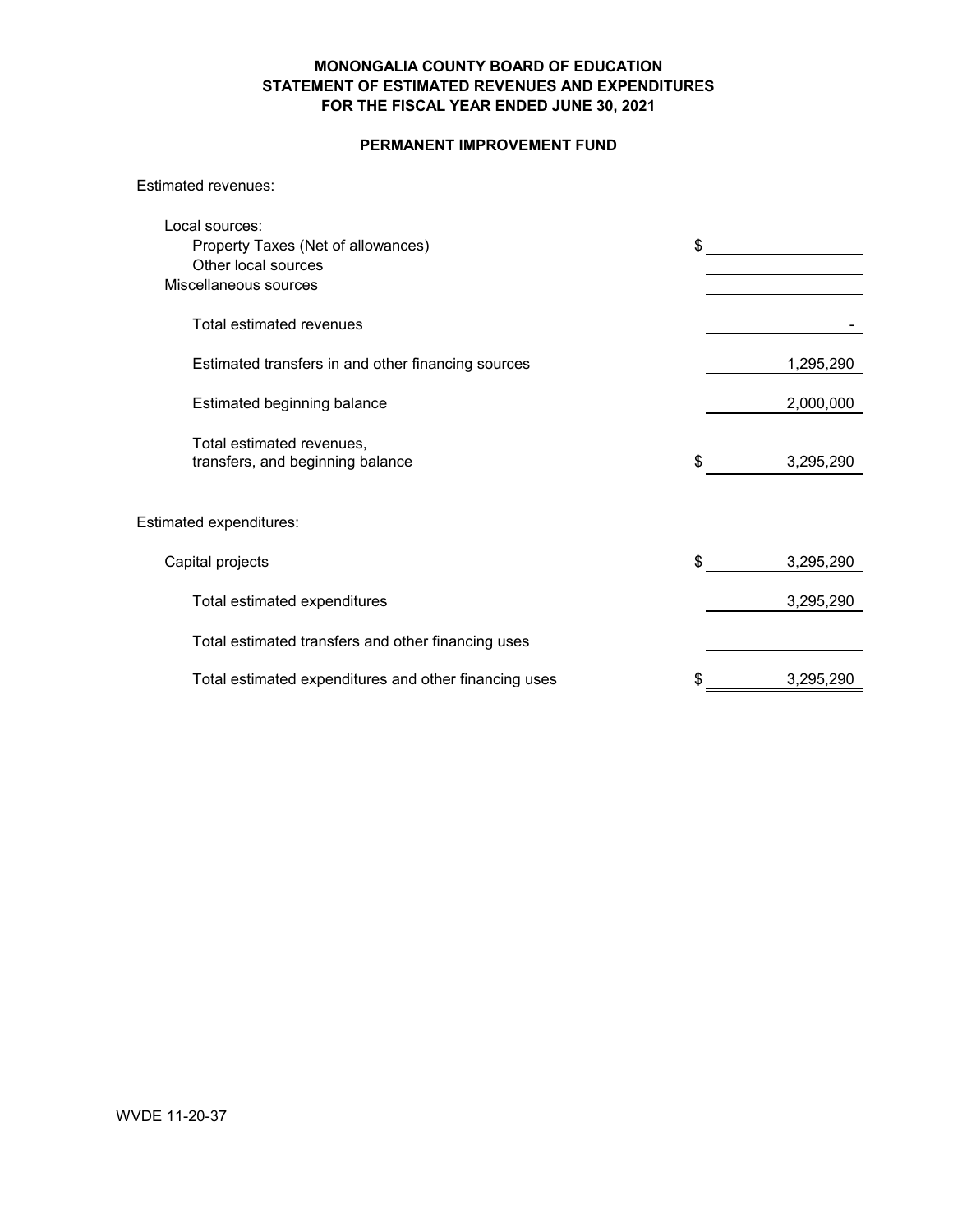**MONONGALIA COUNTY BOARD OF EDUCATION**
**STATEMENT OF ESTIMATED REVENUES AND EXPENDITURES**
**FOR THE FISCAL YEAR ENDED JUNE 30, 2021**

**PERMANENT IMPROVEMENT FUND**

| | |
|---|---|
| Estimated revenues: | |
| Local sources: | |
| Property Taxes (Net of allowances) | $ |
| Other local sources | |
| Miscellaneous sources | |
| Total estimated revenues | - |
| Estimated transfers in and other financing sources | 1,295,290 |
| Estimated beginning balance | 2,000,000 |
| Total estimated revenues, transfers, and beginning balance | $ 3,295,290 |
| Estimated expenditures: | |
| Capital projects | $ 3,295,290 |
| Total estimated expenditures | 3,295,290 |
| Total estimated transfers and other financing uses | |
| Total estimated expenditures and other financing uses | $ 3,295,290 |

WVDE 11-20-37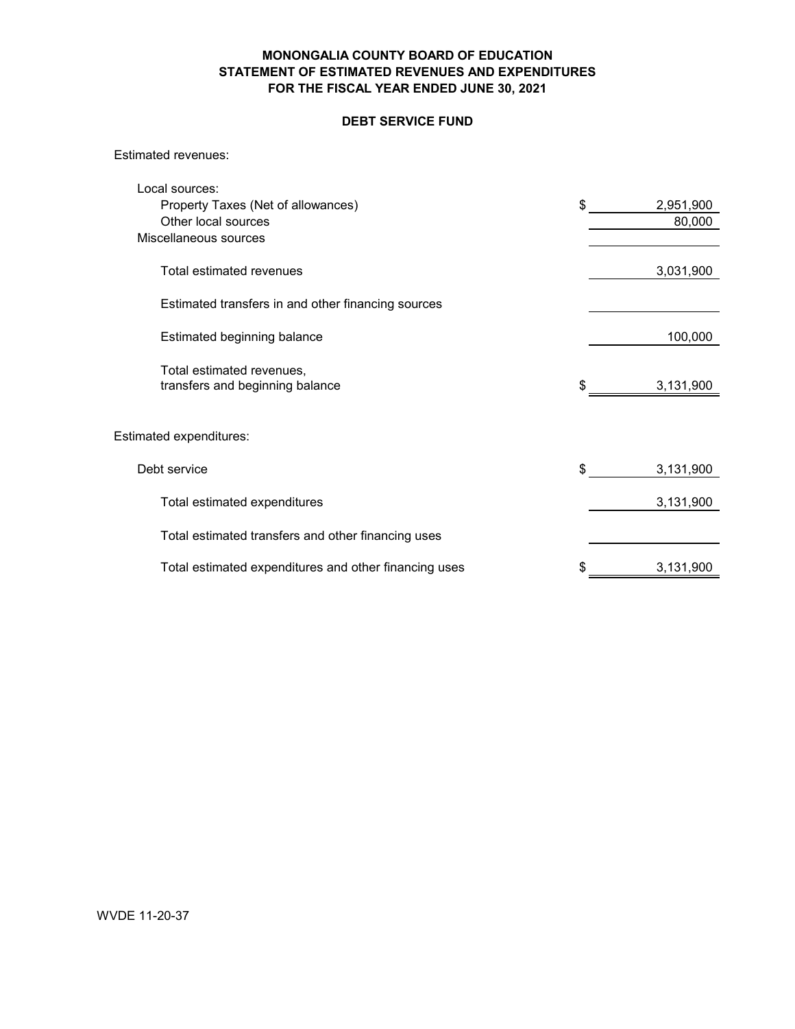**MONONGALIA COUNTY BOARD OF EDUCATION**
**STATEMENT OF ESTIMATED REVENUES AND EXPENDITURES**
**FOR THE FISCAL YEAR ENDED JUNE 30, 2021**

**DEBT SERVICE FUND**

| | |
|---|---|
| Estimated revenues: | |
| Local sources: | |
| Property Taxes (Net of allowances) | $ 2,951,900 |
| Other local sources | 80,000 |
| Miscellaneous sources | |
| Total estimated revenues | 3,031,900 |
| Estimated transfers in and other financing sources | |
| Estimated beginning balance | 100,000 |
| Total estimated revenues, transfers and beginning balance | $ 3,131,900 |
| Estimated expenditures: | |
| Debt service | $ 3,131,900 |
| Total estimated expenditures | 3,131,900 |
| Total estimated transfers and other financing uses | |
| Total estimated expenditures and other financing uses | $ 3,131,900 |

WVDE 11-20-37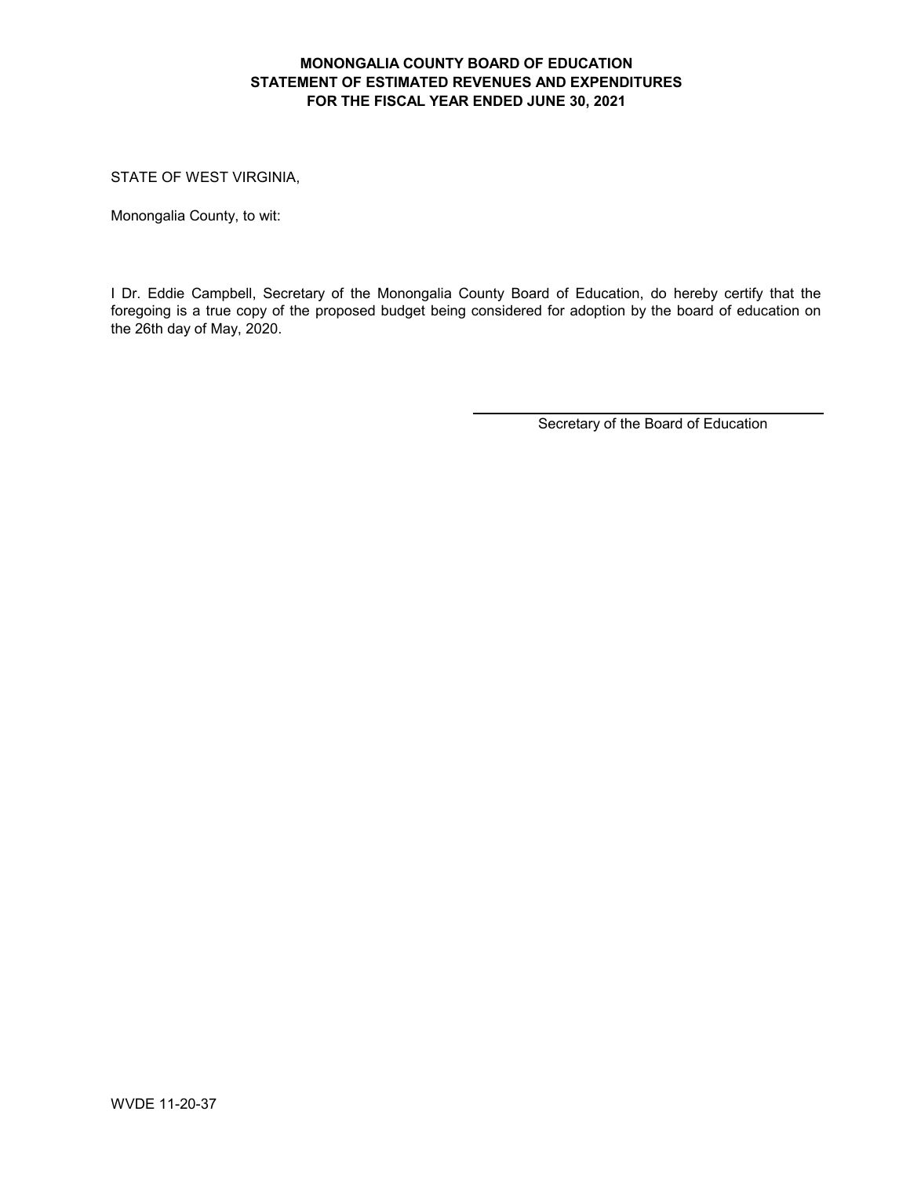**MONONGALIA COUNTY BOARD OF EDUCATION**
**STATEMENT OF ESTIMATED REVENUES AND EXPENDITURES**
**FOR THE FISCAL YEAR ENDED JUNE 30, 2021**

STATE OF WEST VIRGINIA,

Monongalia County, to wit:

I Dr. Eddie Campbell, Secretary of the Monongalia County Board of Education, do hereby certify that the foregoing is a true copy of the proposed budget being considered for adoption by the board of education on the 26th day of May, 2020.

Secretary of the Board of Education

WVDE 11-20-37